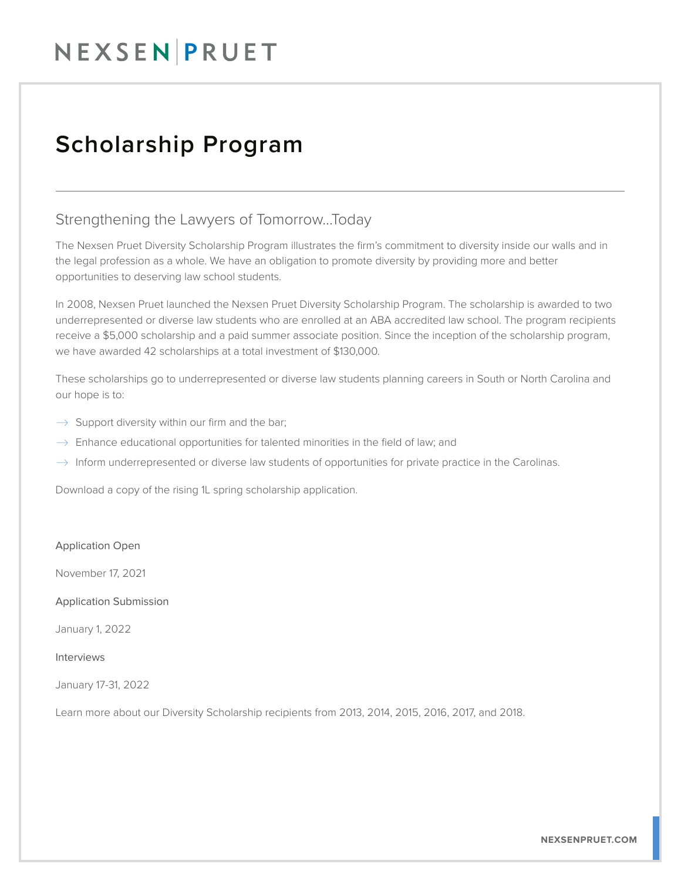# Scholarship Program

## Strengthening the Lawyers of Tomorrow...Today

The Nexsen Pruet Diversity Scholarship Program illustrates the firm's commitment to diversity inside our walls and in the legal profession as a whole. We have an obligation to promote diversity by providing more and better opportunities to deserving law school students.

In 2008, Nexsen Pruet launched the Nexsen Pruet Diversity Scholarship Program. The scholarship is awarded to two underrepresented or diverse law students who are enrolled at an ABA accredited law school. The program recipients receive a $5,000 scholarship and a paid summer associate position. Since the inception of the scholarship program, we have awarded 42 scholarships at a total investment of $130,000.

These scholarships go to underrepresented or diverse law students planning careers in South or North Carolina and our hope is to:

- Support diversity within our firm and the bar;
- Enhance educational opportunities for talented minorities in the field of law; and
- Inform underrepresented or diverse law students of opportunities for private practice in the Carolinas.

Download a copy of the rising 1L spring scholarship application.

Application Open

November 17, 2021

Application Submission

January 1, 2022

Interviews

January 17-31, 2022

Learn more about our Diversity Scholarship recipients from 2013, 2014, 2015, 2016, 2017, and 2018.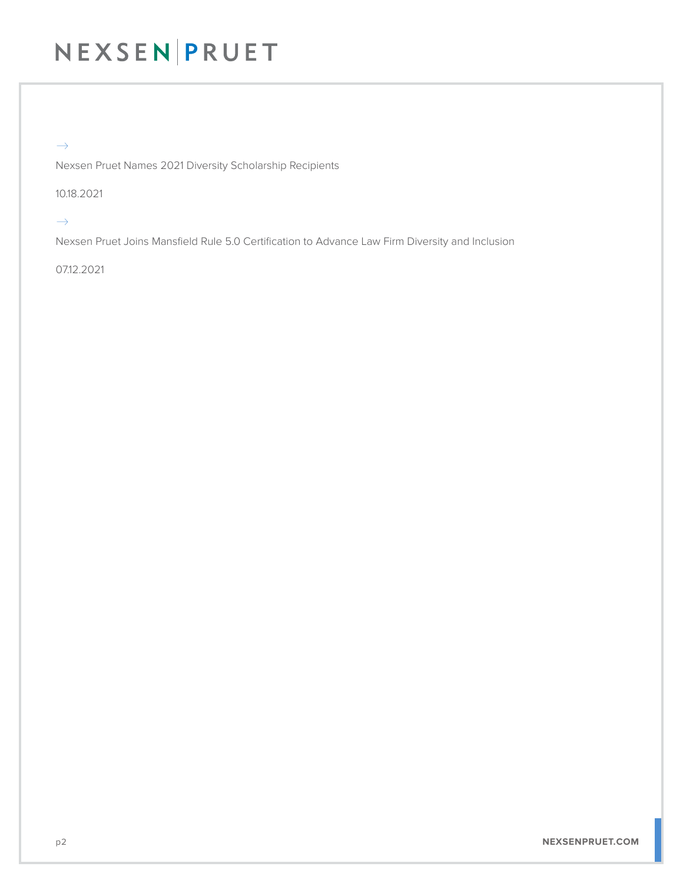→

Nexsen Pruet Names 2021 Diversity Scholarship Recipients

10.18.2021

→

Nexsen Pruet Joins Mansfield Rule 5.0 Certification to Advance Law Firm Diversity and Inclusion

07.12.2021